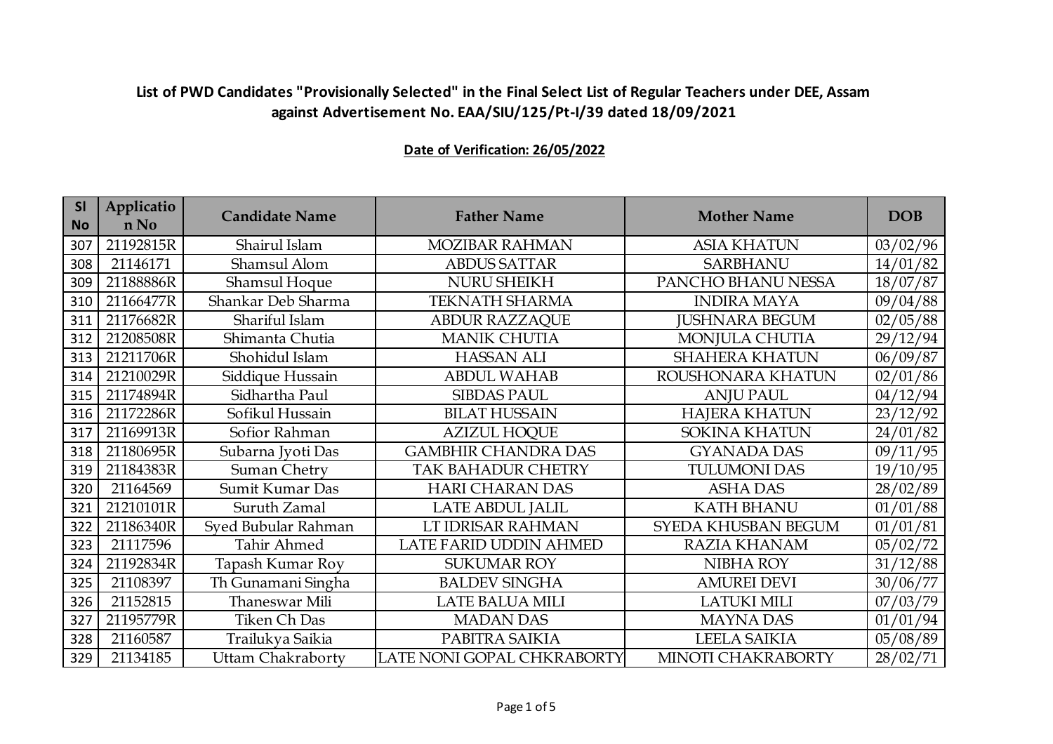**List of PWD Candidates "Provisionally Selected" in the Final Select List of Regular Teachers under DEE, Assam against Advertisement No. EAA/SIU/125/Pt-I/39 dated 18/09/2021**

**Date of Verification: 26/05/2022**

| Sl No | Application No | Candidate Name | Father Name | Mother Name | DOB |
|---|---|---|---|---|---|
| 307 | 21192815R | Shairul Islam | MOZIBAR RAHMAN | ASIA KHATUN | 03/02/96 |
| 308 | 21146171 | Shamsul Alom | ABDUS SATTAR | SARBHANU | 14/01/82 |
| 309 | 21188886R | Shamsul Hoque | NURU SHEIKH | PANCHO BHANU NESSA | 18/07/87 |
| 310 | 21166477R | Shankar Deb Sharma | TEKNATH SHARMA | INDIRA MAYA | 09/04/88 |
| 311 | 21176682R | Shariful Islam | ABDUR RAZZAQUE | JUSHNARA BEGUM | 02/05/88 |
| 312 | 21208508R | Shimanta Chutia | MANIK CHUTIA | MONJULA CHUTIA | 29/12/94 |
| 313 | 21211706R | Shohidul Islam | HASSAN ALI | SHAHERA KHATUN | 06/09/87 |
| 314 | 21210029R | Siddique Hussain | ABDUL WAHAB | ROUSHONARA KHATUN | 02/01/86 |
| 315 | 21174894R | Sidhartha Paul | SIBDAS PAUL | ANJU PAUL | 04/12/94 |
| 316 | 21172286R | Sofikul Hussain | BILAT HUSSAIN | HAJERA KHATUN | 23/12/92 |
| 317 | 21169913R | Sofior Rahman | AZIZUL HOQUE | SOKINA KHATUN | 24/01/82 |
| 318 | 21180695R | Subarna Jyoti Das | GAMBHIR CHANDRA DAS | GYANADA DAS | 09/11/95 |
| 319 | 21184383R | Suman Chetry | TAK BAHADUR CHETRY | TULUMONI DAS | 19/10/95 |
| 320 | 21164569 | Sumit Kumar Das | HARI CHARAN DAS | ASHA DAS | 28/02/89 |
| 321 | 21210101R | Suruth Zamal | LATE ABDUL JALIL | KATH BHANU | 01/01/88 |
| 322 | 21186340R | Syed Bubular Rahman | LT IDRISAR RAHMAN | SYEDA KHUSBAN BEGUM | 01/01/81 |
| 323 | 21117596 | Tahir Ahmed | LATE FARID UDDIN AHMED | RAZIA KHANAM | 05/02/72 |
| 324 | 21192834R | Tapash Kumar Roy | SUKUMAR ROY | NIBHA ROY | 31/12/88 |
| 325 | 21108397 | Th Gunamani Singha | BALDEV SINGHA | AMUREI DEVI | 30/06/77 |
| 326 | 21152815 | Thaneswar Mili | LATE BALUA MILI | LATUKI MILI | 07/03/79 |
| 327 | 21195779R | Tiken Ch Das | MADAN DAS | MAYNA DAS | 01/01/94 |
| 328 | 21160587 | Trailukya Saikia | PABITRA SAIKIA | LEELA SAIKIA | 05/08/89 |
| 329 | 21134185 | Uttam Chakraborty | LATE NONI GOPAL CHKRABORTY | MINOTI CHAKRABORTY | 28/02/71 |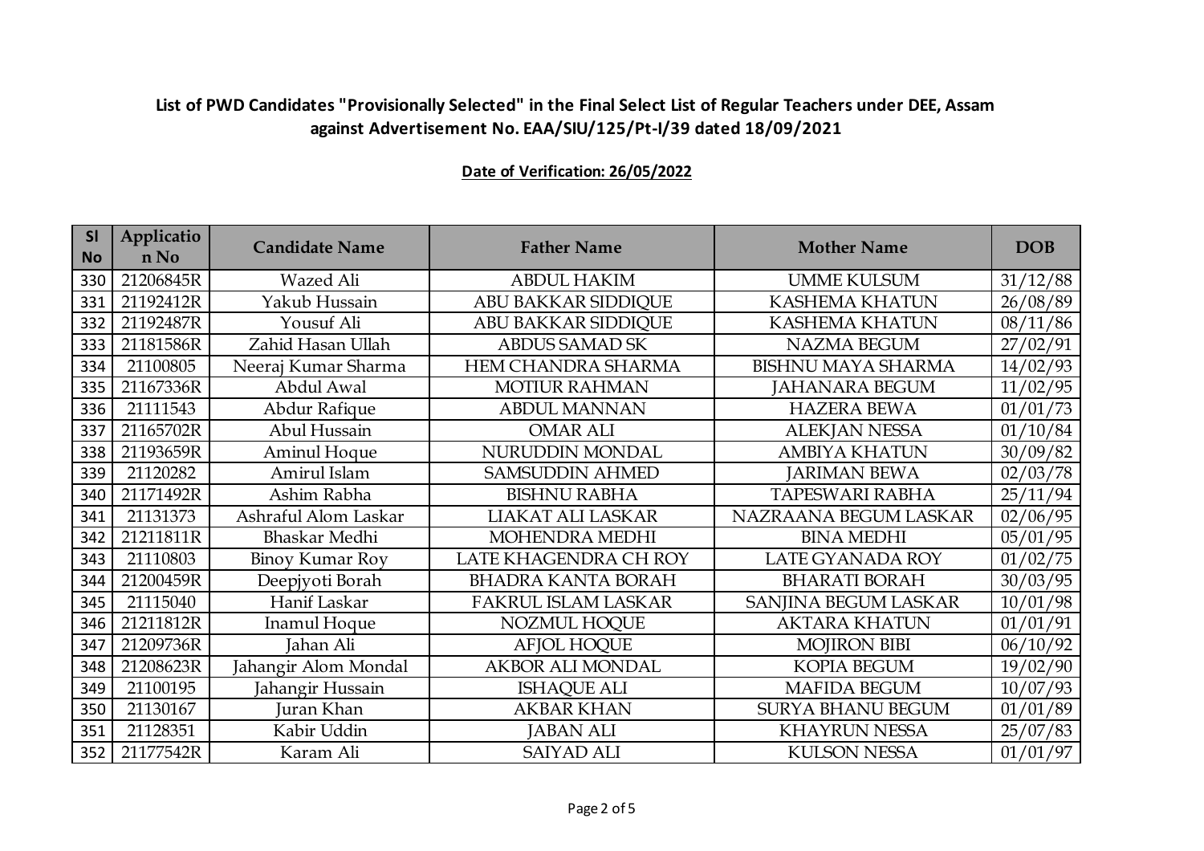## List of PWD Candidates "Provisionally Selected" in the Final Select List of Regular Teachers under DEE, Assam against Advertisement No. EAA/SIU/125/Pt-I/39 dated 18/09/2021

**Date of Verification: 26/05/2022**

| Sl No | Application No | Candidate Name | Father Name | Mother Name | DOB |
|---|---|---|---|---|---|
| 330 | 21206845R | Wazed Ali | ABDUL HAKIM | UMME KULSUM | 31/12/88 |
| 331 | 21192412R | Yakub Hussain | ABU BAKKAR SIDDIQUE | KASHEMA KHATUN | 26/08/89 |
| 332 | 21192487R | Yousuf Ali | ABU BAKKAR SIDDIQUE | KASHEMA KHATUN | 08/11/86 |
| 333 | 21181586R | Zahid Hasan Ullah | ABDUS SAMAD SK | NAZMA BEGUM | 27/02/91 |
| 334 | 21100805 | Neeraj Kumar Sharma | HEM CHANDRA SHARMA | BISHNU MAYA SHARMA | 14/02/93 |
| 335 | 21167336R | Abdul Awal | MOTIUR RAHMAN | JAHANARA BEGUM | 11/02/95 |
| 336 | 21111543 | Abdur Rafique | ABDUL MANNAN | HAZERA BEWA | 01/01/73 |
| 337 | 21165702R | Abul Hussain | OMAR ALI | ALEKJAN NESSA | 01/10/84 |
| 338 | 21193659R | Aminul Hoque | NURUDDIN MONDAL | AMBIYA KHATUN | 30/09/82 |
| 339 | 21120282 | Amirul Islam | SAMSUDDIN AHMED | JARIMAN BEWA | 02/03/78 |
| 340 | 21171492R | Ashim Rabha | BISHNU RABHA | TAPESWARI RABHA | 25/11/94 |
| 341 | 21131373 | Ashraful Alom Laskar | LIAKAT ALI LASKAR | NAZRAANA BEGUM LASKAR | 02/06/95 |
| 342 | 21211811R | Bhaskar Medhi | MOHENDRA MEDHI | BINA MEDHI | 05/01/95 |
| 343 | 21110803 | Binoy Kumar Roy | LATE KHAGENDRA CH ROY | LATE GYANADA ROY | 01/02/75 |
| 344 | 21200459R | Deepjyoti Borah | BHADRA KANTA BORAH | BHARATI BORAH | 30/03/95 |
| 345 | 21115040 | Hanif Laskar | FAKRUL ISLAM LASKAR | SANJINA BEGUM LASKAR | 10/01/98 |
| 346 | 21211812R | Inamul Hoque | NOZMUL HOQUE | AKTARA KHATUN | 01/01/91 |
| 347 | 21209736R | Jahan Ali | AFJOL HOQUE | MOJIRON BIBI | 06/10/92 |
| 348 | 21208623R | Jahangir Alom Mondal | AKBOR ALI MONDAL | KOPIA BEGUM | 19/02/90 |
| 349 | 21100195 | Jahangir Hussain | ISHAQUE ALI | MAFIDA BEGUM | 10/07/93 |
| 350 | 21130167 | Juran Khan | AKBAR KHAN | SURYA BHANU BEGUM | 01/01/89 |
| 351 | 21128351 | Kabir Uddin | JABAN ALI | KHAYRUN NESSA | 25/07/83 |
| 352 | 21177542R | Karam Ali | SAIYAD ALI | KULSON NESSA | 01/01/97 |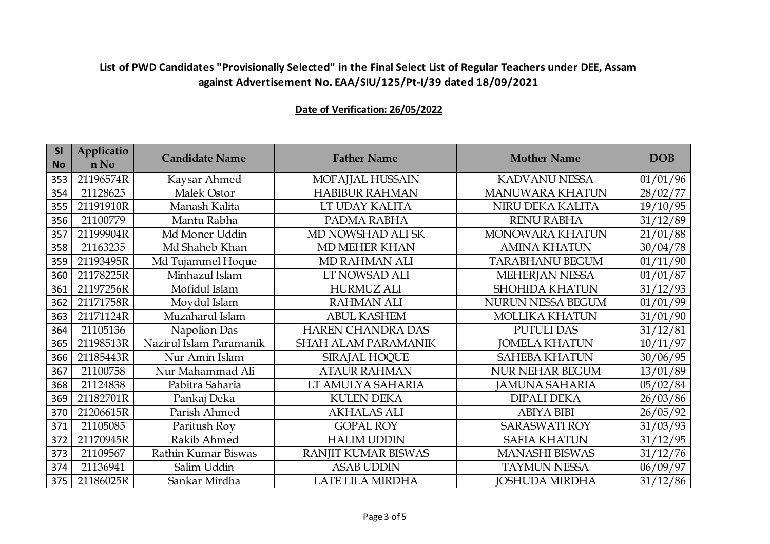**List of PWD Candidates "Provisionally Selected" in the Final Select List of Regular Teachers under DEE, Assam against Advertisement No. EAA/SIU/125/Pt-I/39 dated 18/09/2021**

**Date of Verification: 26/05/2022**

| Sl No | Application No | Candidate Name | Father Name | Mother Name | DOB |
|---|---|---|---|---|---|
| 353 | 21196574R | Kaysar Ahmed | MOFAJJAL HUSSAIN | KADVANU NESSA | 01/01/96 |
| 354 | 21128625 | Malek Ostor | HABIBUR RAHMAN | MANUWARA KHATUN | 28/02/77 |
| 355 | 21191910R | Manash Kalita | LT UDAY KALITA | NIRU DEKA KALITA | 19/10/95 |
| 356 | 21100779 | Mantu Rabha | PADMA RABHA | RENU RABHA | 31/12/89 |
| 357 | 21199904R | Md Moner Uddin | MD NOWSHAD ALI SK | MONOWARA KHATUN | 21/01/88 |
| 358 | 21163235 | Md Shaheb Khan | MD MEHER KHAN | AMINA KHATUN | 30/04/78 |
| 359 | 21193495R | Md Tujammel Hoque | MD RAHMAN ALI | TARABHANU BEGUM | 01/11/90 |
| 360 | 21178225R | Minhazul Islam | LT NOWSAD ALI | MEHERJAN NESSA | 01/01/87 |
| 361 | 21197256R | Mofidul Islam | HURMUZ ALI | SHOHIDA KHATUN | 31/12/93 |
| 362 | 21171758R | Moydul Islam | RAHMAN ALI | NURUN NESSA BEGUM | 01/01/99 |
| 363 | 21171124R | Muzaharul Islam | ABUL KASHEM | MOLLIKA KHATUN | 31/01/90 |
| 364 | 21105136 | Napolion Das | HAREN CHANDRA DAS | PUTULI DAS | 31/12/81 |
| 365 | 21198513R | Nazirul Islam Paramanik | SHAH ALAM PARAMANIK | JOMELA KHATUN | 10/11/97 |
| 366 | 21185443R | Nur Amin Islam | SIRAJAL HOQUE | SAHEBA KHATUN | 30/06/95 |
| 367 | 21100758 | Nur Mahammad Ali | ATAUR RAHMAN | NUR NEHAR BEGUM | 13/01/89 |
| 368 | 21124838 | Pabitra Saharia | LT AMULYA SAHARIA | JAMUNA SAHARIA | 05/02/84 |
| 369 | 21182701R | Pankaj Deka | KULEN DEKA | DIPALI DEKA | 26/03/86 |
| 370 | 21206615R | Parish Ahmed | AKHALAS ALI | ABIYA BIBI | 26/05/92 |
| 371 | 21105085 | Paritush Roy | GOPAL ROY | SARASWATI ROY | 31/03/93 |
| 372 | 21170945R | Rakib Ahmed | HALIM UDDIN | SAFIA KHATUN | 31/12/95 |
| 373 | 21109567 | Rathin Kumar Biswas | RANJIT KUMAR BISWAS | MANASHI BISWAS | 31/12/76 |
| 374 | 21136941 | Salim Uddin | ASAB UDDIN | TAYMUN NESSA | 06/09/97 |
| 375 | 21186025R | Sankar Mirdha | LATE LILA MIRDHA | JOSHUDA MIRDHA | 31/12/86 |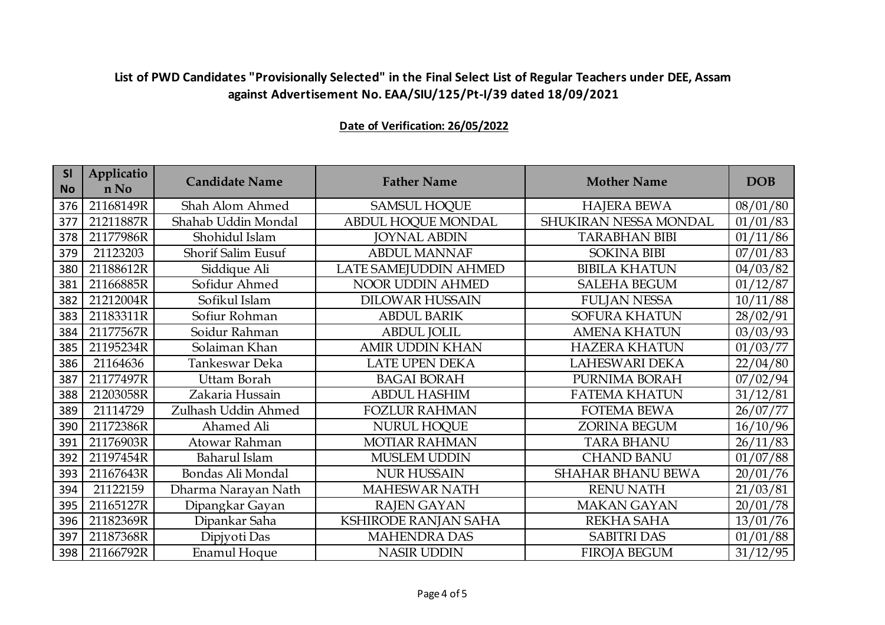## List of PWD Candidates "Provisionally Selected" in the Final Select List of Regular Teachers under DEE, Assam against Advertisement No. EAA/SIU/125/Pt-I/39 dated 18/09/2021

**Date of Verification: 26/05/2022**

| Sl No | Application No | Candidate Name | Father Name | Mother Name | DOB |
|---|---|---|---|---|---|
| 376 | 21168149R | Shah Alom Ahmed | SAMSUL HOQUE | HAJERA BEWA | 08/01/80 |
| 377 | 21211887R | Shahab Uddin Mondal | ABDUL HOQUE MONDAL | SHUKIRAN NESSA MONDAL | 01/01/83 |
| 378 | 21177986R | Shohidul Islam | JOYNAL ABDIN | TARABHAN BIBI | 01/11/86 |
| 379 | 21123203 | Shorif Salim Eusuf | ABDUL MANNAF | SOKINA BIBI | 07/01/83 |
| 380 | 21188612R | Siddique Ali | LATE SAMEJUDDIN AHMED | BIBILA KHATUN | 04/03/82 |
| 381 | 21166885R | Sofidur Ahmed | NOOR UDDIN AHMED | SALEHA BEGUM | 01/12/87 |
| 382 | 21212004R | Sofikul Islam | DILOWAR HUSSAIN | FULJAN NESSA | 10/11/88 |
| 383 | 21183311R | Sofiur Rohman | ABDUL BARIK | SOFURA KHATUN | 28/02/91 |
| 384 | 21177567R | Soidur Rahman | ABDUL JOLIL | AMENA KHATUN | 03/03/93 |
| 385 | 21195234R | Solaiman Khan | AMIR UDDIN KHAN | HAZERA KHATUN | 01/03/77 |
| 386 | 21164636 | Tankeswar Deka | LATE UPEN DEKA | LAHESWARI DEKA | 22/04/80 |
| 387 | 21177497R | Uttam Borah | BAGAI BORAH | PURNIMA BORAH | 07/02/94 |
| 388 | 21203058R | Zakaria Hussain | ABDUL HASHIM | FATEMA KHATUN | 31/12/81 |
| 389 | 21114729 | Zulhash Uddin Ahmed | FOZLUR RAHMAN | FOTEMA BEWA | 26/07/77 |
| 390 | 21172386R | Ahamed Ali | NURUL HOQUE | ZORINA BEGUM | 16/10/96 |
| 391 | 21176903R | Atowar Rahman | MOTIAR RAHMAN | TARA BHANU | 26/11/83 |
| 392 | 21197454R | Baharul Islam | MUSLEM UDDIN | CHAND BANU | 01/07/88 |
| 393 | 21167643R | Bondas Ali Mondal | NUR HUSSAIN | SHAHAR BHANU BEWA | 20/01/76 |
| 394 | 21122159 | Dharma Narayan Nath | MAHESWAR NATH | RENU NATH | 21/03/81 |
| 395 | 21165127R | Dipangkar Gayan | RAJEN GAYAN | MAKAN GAYAN | 20/01/78 |
| 396 | 21182369R | Dipankar Saha | KSHIRODE RANJAN SAHA | REKHA SAHA | 13/01/76 |
| 397 | 21187368R | Dipjyoti Das | MAHENDRA DAS | SABITRI DAS | 01/01/88 |
| 398 | 21166792R | Enamul Hoque | NASIR UDDIN | FIROJA BEGUM | 31/12/95 |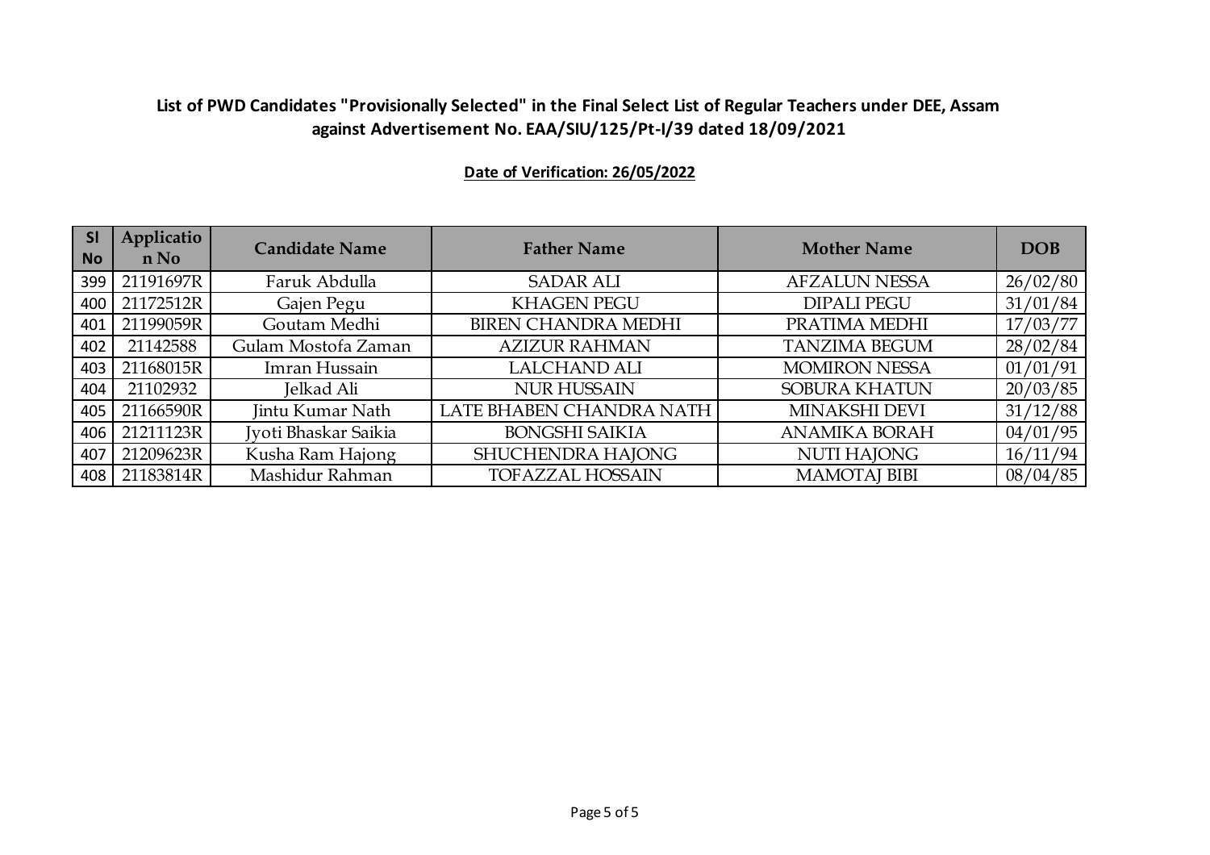**List of PWD Candidates "Provisionally Selected" in the Final Select List of Regular Teachers under DEE, Assam against Advertisement No. EAA/SIU/125/Pt-I/39 dated 18/09/2021**

**Date of Verification: 26/05/2022**

| Sl No | Application No | Candidate Name | Father Name | Mother Name | DOB |
|---|---|---|---|---|---|
| 399 | 21191697R | Faruk Abdulla | SADAR ALI | AFZALUN NESSA | 26/02/80 |
| 400 | 21172512R | Gajen Pegu | KHAGEN PEGU | DIPALI PEGU | 31/01/84 |
| 401 | 21199059R | Goutam Medhi | BIREN CHANDRA MEDHI | PRATIMA MEDHI | 17/03/77 |
| 402 | 21142588 | Gulam Mostofa Zaman | AZIZUR RAHMAN | TANZIMA BEGUM | 28/02/84 |
| 403 | 21168015R | Imran Hussain | LALCHAND ALI | MOMIRON NESSA | 01/01/91 |
| 404 | 21102932 | Jelkad Ali | NUR HUSSAIN | SOBURA KHATUN | 20/03/85 |
| 405 | 21166590R | Jintu Kumar Nath | LATE BHABEN CHANDRA NATH | MINAKSHI DEVI | 31/12/88 |
| 406 | 21211123R | Jyoti Bhaskar Saikia | BONGSHI SAIKIA | ANAMIKA BORAH | 04/01/95 |
| 407 | 21209623R | Kusha Ram Hajong | SHUCHENDRA HAJONG | NUTI HAJONG | 16/11/94 |
| 408 | 21183814R | Mashidur Rahman | TOFAZZAL HOSSAIN | MAMOTAJ BIBI | 08/04/85 |